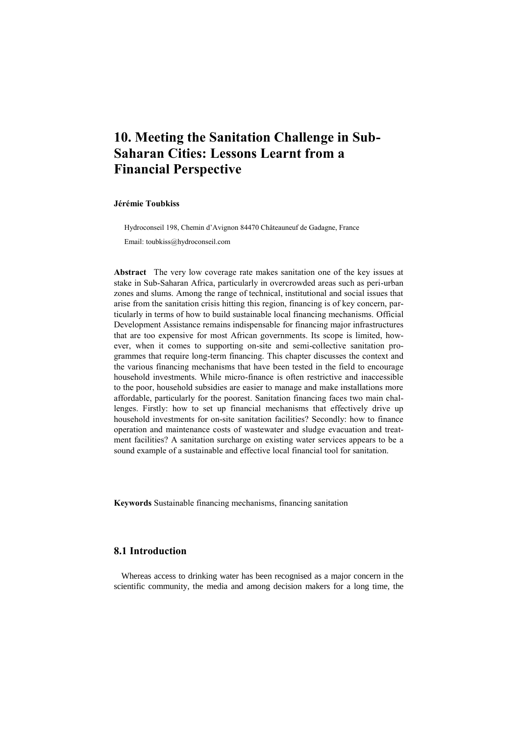# 10. Meeting the Sanitation Challenge in Sub-Saharan Cities: Lessons Learnt from a Financial Perspective

**Jérémie Toubkiss**

Hydroconseil 198, Chemin d'Avignon 84470 Châteauneuf de Gadagne, France

Email: toubkiss@hydroconseil.com

**Abstract** The very low coverage rate makes sanitation one of the key issues at stake in Sub-Saharan Africa, particularly in overcrowded areas such as peri-urban zones and slums. Among the range of technical, institutional and social issues that arise from the sanitation crisis hitting this region, financing is of key concern, particularly in terms of how to build sustainable local financing mechanisms. Official Development Assistance remains indispensable for financing major infrastructures that are too expensive for most African governments. Its scope is limited, however, when it comes to supporting on-site and semi-collective sanitation programmes that require long-term financing. This chapter discusses the context and the various financing mechanisms that have been tested in the field to encourage household investments. While micro-finance is often restrictive and inaccessible to the poor, household subsidies are easier to manage and make installations more affordable, particularly for the poorest. Sanitation financing faces two main challenges. Firstly: how to set up financial mechanisms that effectively drive up household investments for on-site sanitation facilities? Secondly: how to finance operation and maintenance costs of wastewater and sludge evacuation and treatment facilities? A sanitation surcharge on existing water services appears to be a sound example of a sustainable and effective local financial tool for sanitation.

**Keywords** Sustainable financing mechanisms, financing sanitation

## 8.1 Introduction

Whereas access to drinking water has been recognised as a major concern in the scientific community, the media and among decision makers for a long time, the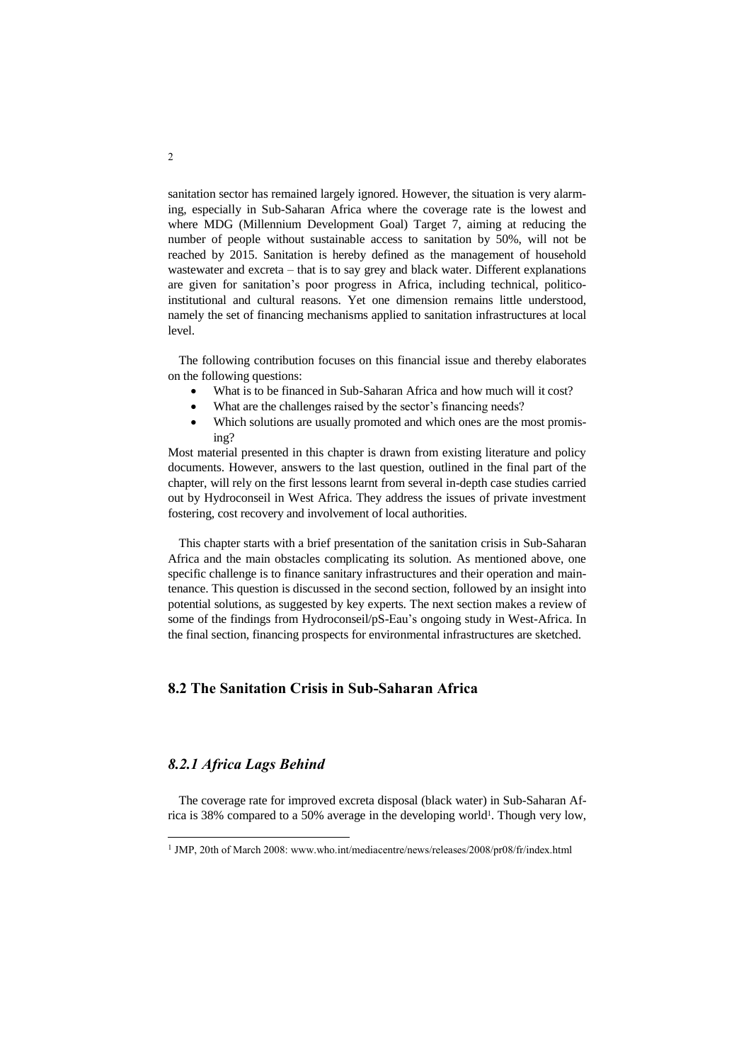sanitation sector has remained largely ignored. However, the situation is very alarming, especially in Sub-Saharan Africa where the coverage rate is the lowest and where MDG (Millennium Development Goal) Target 7, aiming at reducing the number of people without sustainable access to sanitation by 50%, will not be reached by 2015. Sanitation is hereby defined as the management of household wastewater and excreta – that is to say grey and black water. Different explanations are given for sanitation's poor progress in Africa, including technical, politico-institutional and cultural reasons. Yet one dimension remains little understood, namely the set of financing mechanisms applied to sanitation infrastructures at local level.

The following contribution focuses on this financial issue and thereby elaborates on the following questions:

- What is to be financed in Sub-Saharan Africa and how much will it cost?
- What are the challenges raised by the sector's financing needs?
- Which solutions are usually promoted and which ones are the most promising?

Most material presented in this chapter is drawn from existing literature and policy documents. However, answers to the last question, outlined in the final part of the chapter, will rely on the first lessons learnt from several in-depth case studies carried out by Hydroconseil in West Africa. They address the issues of private investment fostering, cost recovery and involvement of local authorities.

This chapter starts with a brief presentation of the sanitation crisis in Sub-Saharan Africa and the main obstacles complicating its solution. As mentioned above, one specific challenge is to finance sanitary infrastructures and their operation and maintenance. This question is discussed in the second section, followed by an insight into potential solutions, as suggested by key experts. The next section makes a review of some of the findings from Hydroconseil/pS-Eau's ongoing study in West-Africa. In the final section, financing prospects for environmental infrastructures are sketched.

## 8.2 The Sanitation Crisis in Sub-Saharan Africa

### *8.2.1 Africa Lags Behind*

The coverage rate for improved excreta disposal (black water) in Sub-Saharan Africa is 38% compared to a 50% average in the developing world[1]. Though very low,

[1] JMP, 20th of March 2008: www.who.int/mediacentre/news/releases/2008/pr08/fr/index.html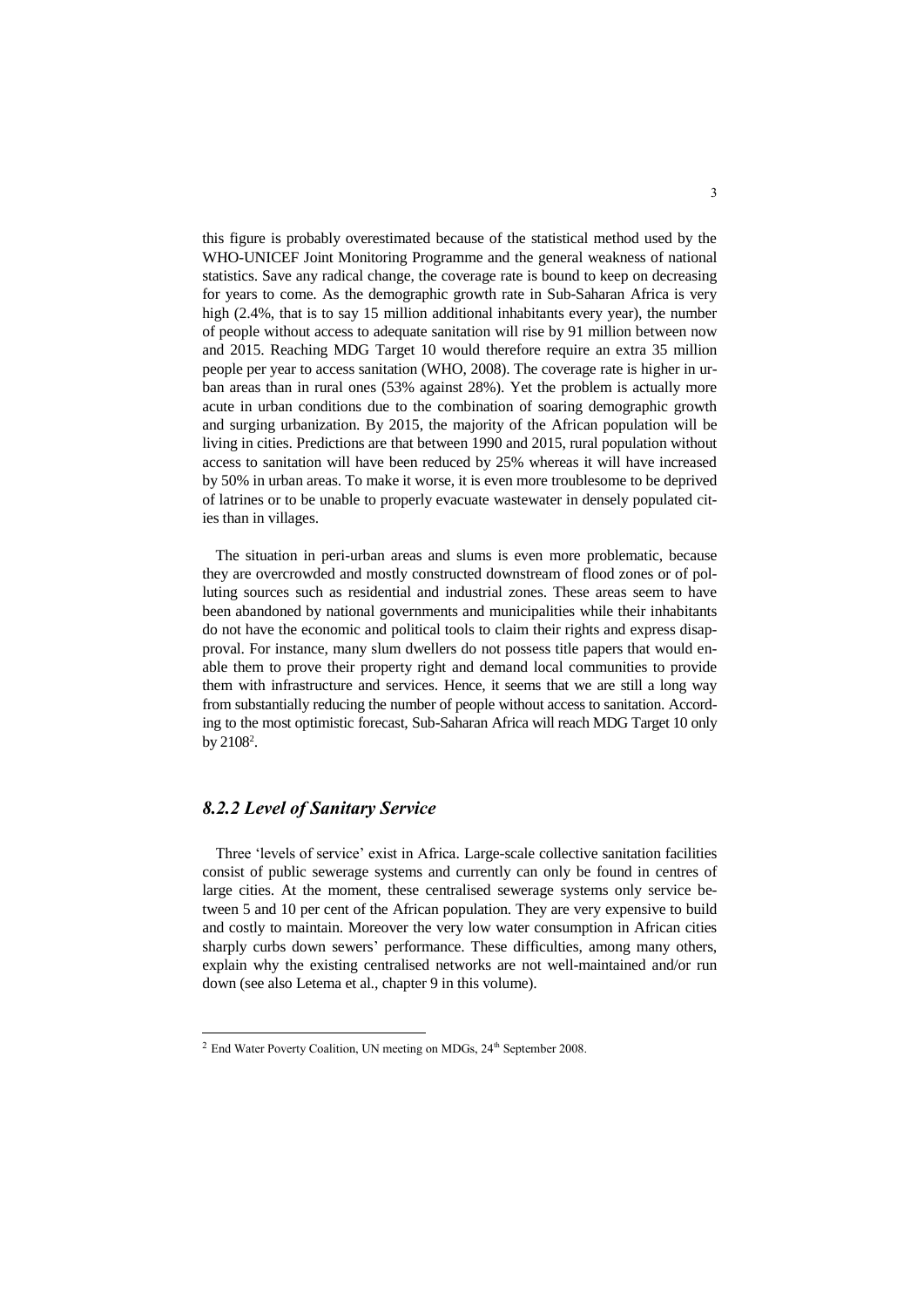this figure is probably overestimated because of the statistical method used by the WHO-UNICEF Joint Monitoring Programme and the general weakness of national statistics. Save any radical change, the coverage rate is bound to keep on decreasing for years to come. As the demographic growth rate in Sub-Saharan Africa is very high (2.4%, that is to say 15 million additional inhabitants every year), the number of people without access to adequate sanitation will rise by 91 million between now and 2015. Reaching MDG Target 10 would therefore require an extra 35 million people per year to access sanitation (WHO, 2008). The coverage rate is higher in urban areas than in rural ones (53% against 28%). Yet the problem is actually more acute in urban conditions due to the combination of soaring demographic growth and surging urbanization. By 2015, the majority of the African population will be living in cities. Predictions are that between 1990 and 2015, rural population without access to sanitation will have been reduced by 25% whereas it will have increased by 50% in urban areas. To make it worse, it is even more troublesome to be deprived of latrines or to be unable to properly evacuate wastewater in densely populated cities than in villages.

The situation in peri-urban areas and slums is even more problematic, because they are overcrowded and mostly constructed downstream of flood zones or of polluting sources such as residential and industrial zones. These areas seem to have been abandoned by national governments and municipalities while their inhabitants do not have the economic and political tools to claim their rights and express disapproval. For instance, many slum dwellers do not possess title papers that would enable them to prove their property right and demand local communities to provide them with infrastructure and services. Hence, it seems that we are still a long way from substantially reducing the number of people without access to sanitation. According to the most optimistic forecast, Sub-Saharan Africa will reach MDG Target 10 only by 2108[2].

### *8.2.2 Level of Sanitary Service*

Three 'levels of service' exist in Africa. Large-scale collective sanitation facilities consist of public sewerage systems and currently can only be found in centres of large cities. At the moment, these centralised sewerage systems only service between 5 and 10 per cent of the African population. They are very expensive to build and costly to maintain. Moreover the very low water consumption in African cities sharply curbs down sewers' performance. These difficulties, among many others, explain why the existing centralised networks are not well-maintained and/or run down (see also Letema et al., chapter 9 in this volume).

[2] End Water Poverty Coalition, UN meeting on MDGs, 24th September 2008.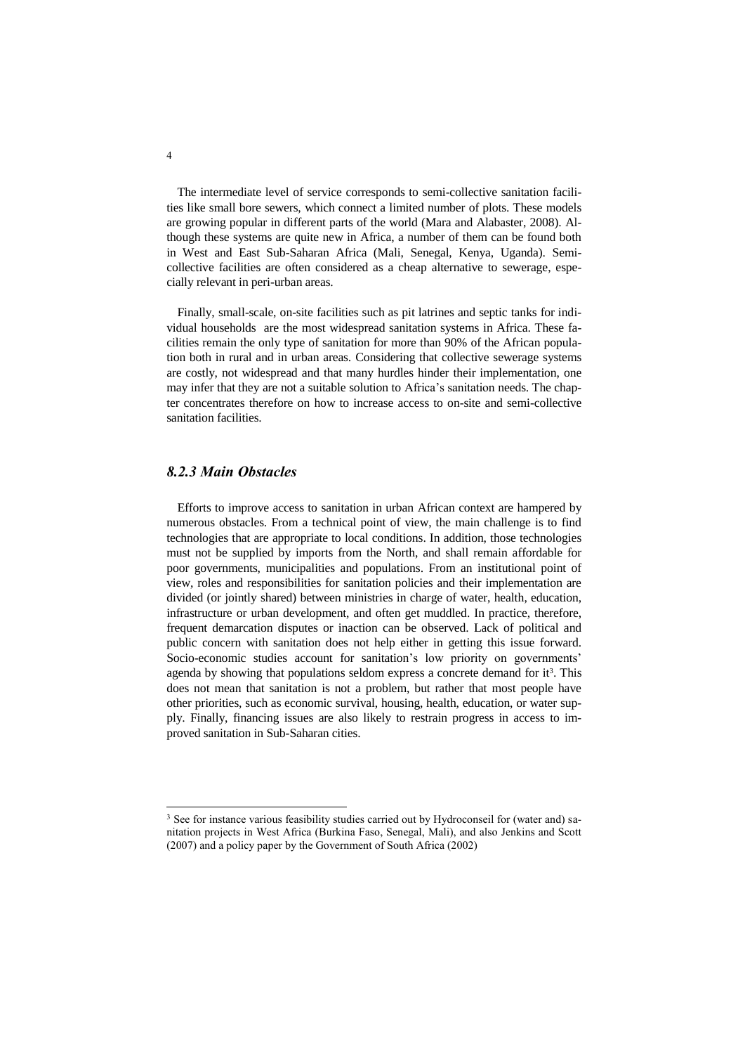The intermediate level of service corresponds to semi-collective sanitation facilities like small bore sewers, which connect a limited number of plots. These models are growing popular in different parts of the world (Mara and Alabaster, 2008). Although these systems are quite new in Africa, a number of them can be found both in West and East Sub-Saharan Africa (Mali, Senegal, Kenya, Uganda). Semi-collective facilities are often considered as a cheap alternative to sewerage, especially relevant in peri-urban areas.

Finally, small-scale, on-site facilities such as pit latrines and septic tanks for individual households are the most widespread sanitation systems in Africa. These facilities remain the only type of sanitation for more than 90% of the African population both in rural and in urban areas. Considering that collective sewerage systems are costly, not widespread and that many hurdles hinder their implementation, one may infer that they are not a suitable solution to Africa's sanitation needs. The chapter concentrates therefore on how to increase access to on-site and semi-collective sanitation facilities.

### *8.2.3 Main Obstacles*

Efforts to improve access to sanitation in urban African context are hampered by numerous obstacles. From a technical point of view, the main challenge is to find technologies that are appropriate to local conditions. In addition, those technologies must not be supplied by imports from the North, and shall remain affordable for poor governments, municipalities and populations. From an institutional point of view, roles and responsibilities for sanitation policies and their implementation are divided (or jointly shared) between ministries in charge of water, health, education, infrastructure or urban development, and often get muddled. In practice, therefore, frequent demarcation disputes or inaction can be observed. Lack of political and public concern with sanitation does not help either in getting this issue forward. Socio-economic studies account for sanitation's low priority on governments' agenda by showing that populations seldom express a concrete demand for it[3]. This does not mean that sanitation is not a problem, but rather that most people have other priorities, such as economic survival, housing, health, education, or water supply. Finally, financing issues are also likely to restrain progress in access to improved sanitation in Sub-Saharan cities.

---

[3] See for instance various feasibility studies carried out by Hydroconseil for (water and) sanitation projects in West Africa (Burkina Faso, Senegal, Mali), and also Jenkins and Scott (2007) and a policy paper by the Government of South Africa (2002)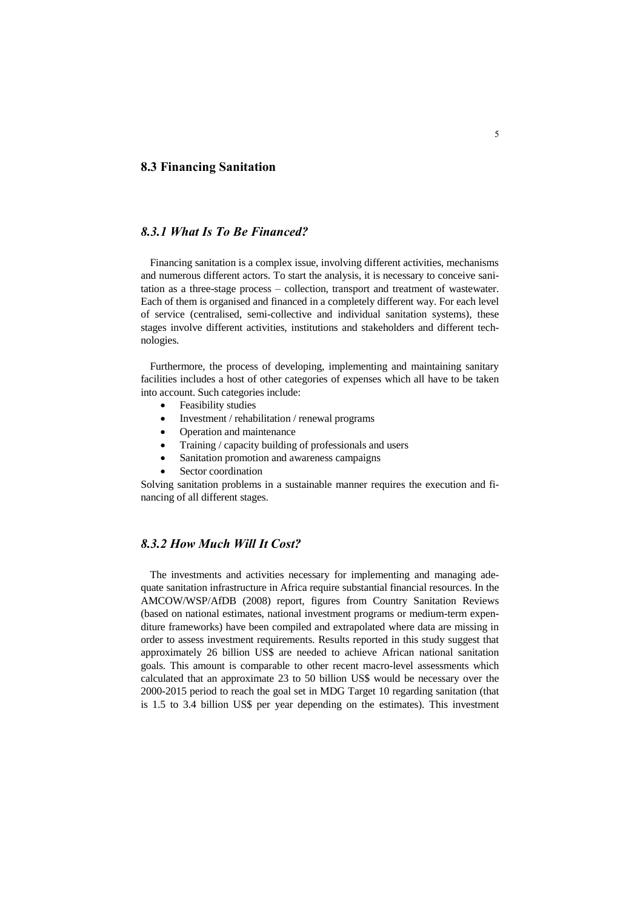## 8.3 Financing Sanitation

### *8.3.1 What Is To Be Financed?*

Financing sanitation is a complex issue, involving different activities, mechanisms and numerous different actors. To start the analysis, it is necessary to conceive sanitation as a three-stage process – collection, transport and treatment of wastewater. Each of them is organised and financed in a completely different way. For each level of service (centralised, semi-collective and individual sanitation systems), these stages involve different activities, institutions and stakeholders and different technologies.

Furthermore, the process of developing, implementing and maintaining sanitary facilities includes a host of other categories of expenses which all have to be taken into account. Such categories include:

- Feasibility studies
- Investment / rehabilitation / renewal programs
- Operation and maintenance
- Training / capacity building of professionals and users
- Sanitation promotion and awareness campaigns
- Sector coordination

Solving sanitation problems in a sustainable manner requires the execution and financing of all different stages.

### *8.3.2 How Much Will It Cost?*

The investments and activities necessary for implementing and managing adequate sanitation infrastructure in Africa require substantial financial resources. In the AMCOW/WSP/AfDB (2008) report, figures from Country Sanitation Reviews (based on national estimates, national investment programs or medium-term expenditure frameworks) have been compiled and extrapolated where data are missing in order to assess investment requirements. Results reported in this study suggest that approximately 26 billion US$ are needed to achieve African national sanitation goals. This amount is comparable to other recent macro-level assessments which calculated that an approximate 23 to 50 billion US$ would be necessary over the 2000-2015 period to reach the goal set in MDG Target 10 regarding sanitation (that is 1.5 to 3.4 billion US$ per year depending on the estimates). This investment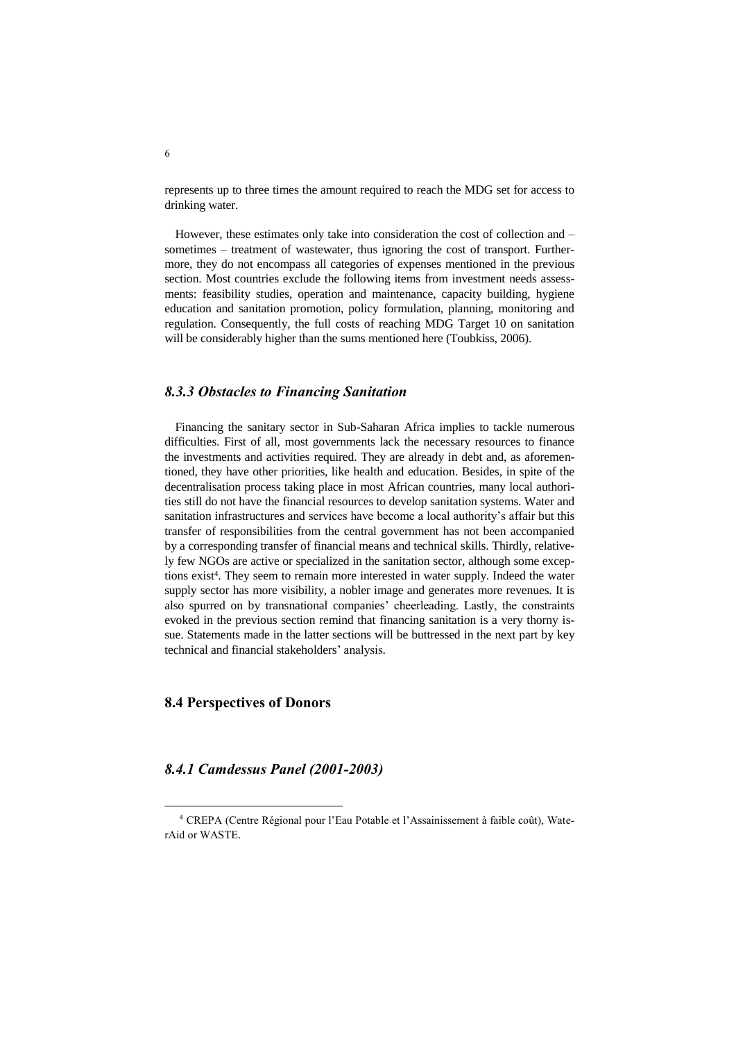represents up to three times the amount required to reach the MDG set for access to drinking water.

However, these estimates only take into consideration the cost of collection and – sometimes – treatment of wastewater, thus ignoring the cost of transport. Furthermore, they do not encompass all categories of expenses mentioned in the previous section. Most countries exclude the following items from investment needs assessments: feasibility studies, operation and maintenance, capacity building, hygiene education and sanitation promotion, policy formulation, planning, monitoring and regulation. Consequently, the full costs of reaching MDG Target 10 on sanitation will be considerably higher than the sums mentioned here (Toubkiss, 2006).

### *8.3.3 Obstacles to Financing Sanitation*

Financing the sanitary sector in Sub-Saharan Africa implies to tackle numerous difficulties. First of all, most governments lack the necessary resources to finance the investments and activities required. They are already in debt and, as aforementioned, they have other priorities, like health and education. Besides, in spite of the decentralisation process taking place in most African countries, many local authorities still do not have the financial resources to develop sanitation systems. Water and sanitation infrastructures and services have become a local authority's affair but this transfer of responsibilities from the central government has not been accompanied by a corresponding transfer of financial means and technical skills. Thirdly, relatively few NGOs are active or specialized in the sanitation sector, although some exceptions exist[4]. They seem to remain more interested in water supply. Indeed the water supply sector has more visibility, a nobler image and generates more revenues. It is also spurred on by transnational companies' cheerleading. Lastly, the constraints evoked in the previous section remind that financing sanitation is a very thorny issue. Statements made in the latter sections will be buttressed in the next part by key technical and financial stakeholders' analysis.

## 8.4 Perspectives of Donors

### *8.4.1 Camdessus Panel (2001-2003)*

[4] CREPA (Centre Régional pour l'Eau Potable et l'Assainissement à faible coût), WaterAid or WASTE.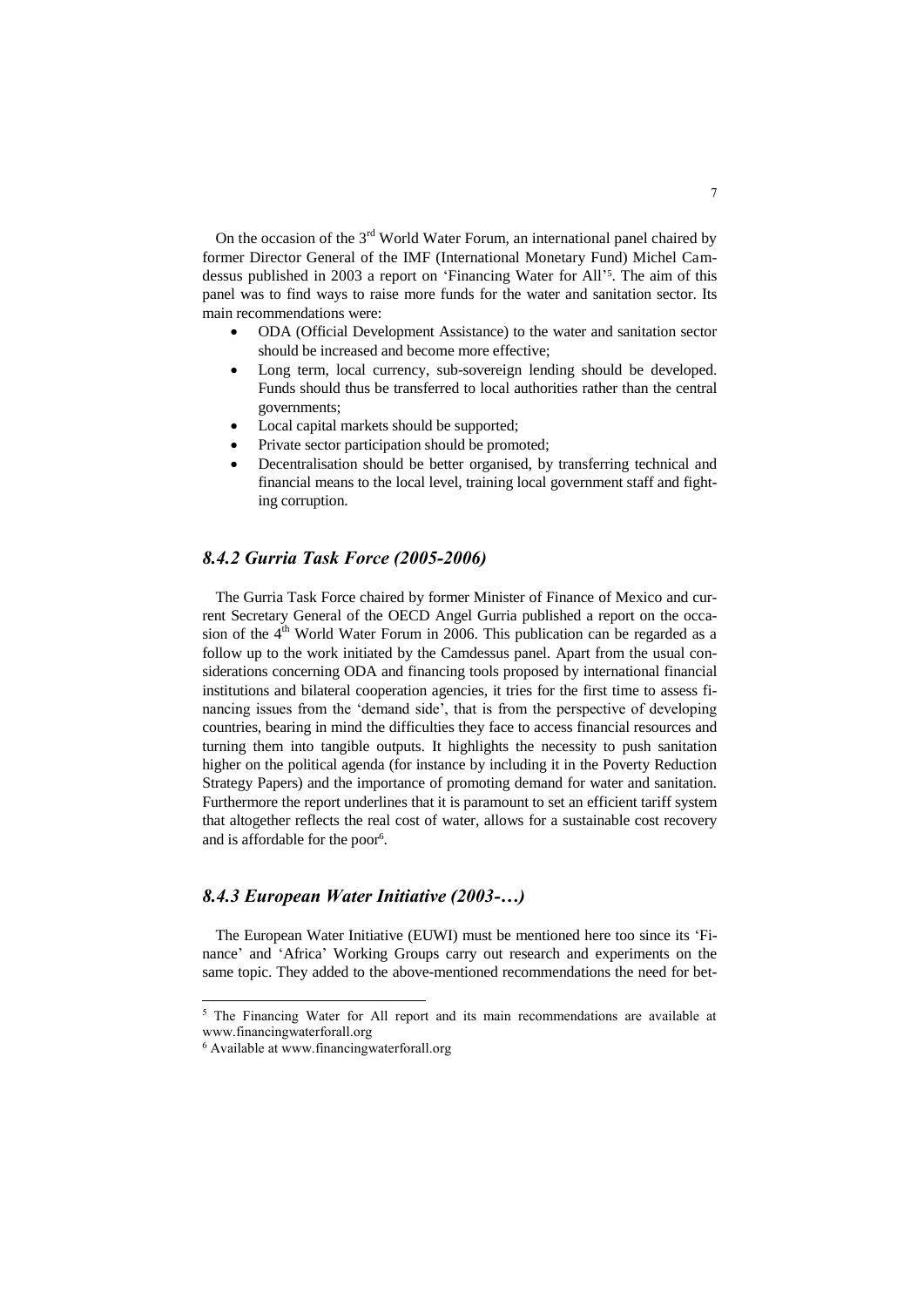On the occasion of the 3rd World Water Forum, an international panel chaired by former Director General of the IMF (International Monetary Fund) Michel Camdessus published in 2003 a report on 'Financing Water for All'[5]. The aim of this panel was to find ways to raise more funds for the water and sanitation sector. Its main recommendations were:

- ODA (Official Development Assistance) to the water and sanitation sector should be increased and become more effective;
- Long term, local currency, sub-sovereign lending should be developed. Funds should thus be transferred to local authorities rather than the central governments;
- Local capital markets should be supported;
- Private sector participation should be promoted;
- Decentralisation should be better organised, by transferring technical and financial means to the local level, training local government staff and fighting corruption.

### *8.4.2 Gurria Task Force (2005-2006)*

The Gurria Task Force chaired by former Minister of Finance of Mexico and current Secretary General of the OECD Angel Gurria published a report on the occasion of the 4th World Water Forum in 2006. This publication can be regarded as a follow up to the work initiated by the Camdessus panel. Apart from the usual considerations concerning ODA and financing tools proposed by international financial institutions and bilateral cooperation agencies, it tries for the first time to assess financing issues from the 'demand side', that is from the perspective of developing countries, bearing in mind the difficulties they face to access financial resources and turning them into tangible outputs. It highlights the necessity to push sanitation higher on the political agenda (for instance by including it in the Poverty Reduction Strategy Papers) and the importance of promoting demand for water and sanitation. Furthermore the report underlines that it is paramount to set an efficient tariff system that altogether reflects the real cost of water, allows for a sustainable cost recovery and is affordable for the poor[6].

### *8.4.3 European Water Initiative (2003-…)*

The European Water Initiative (EUWI) must be mentioned here too since its 'Finance' and 'Africa' Working Groups carry out research and experiments on the same topic. They added to the above-mentioned recommendations the need for bet-

---

[5] The Financing Water for All report and its main recommendations are available at www.financingwaterforall.org

[6] Available at www.financingwaterforall.org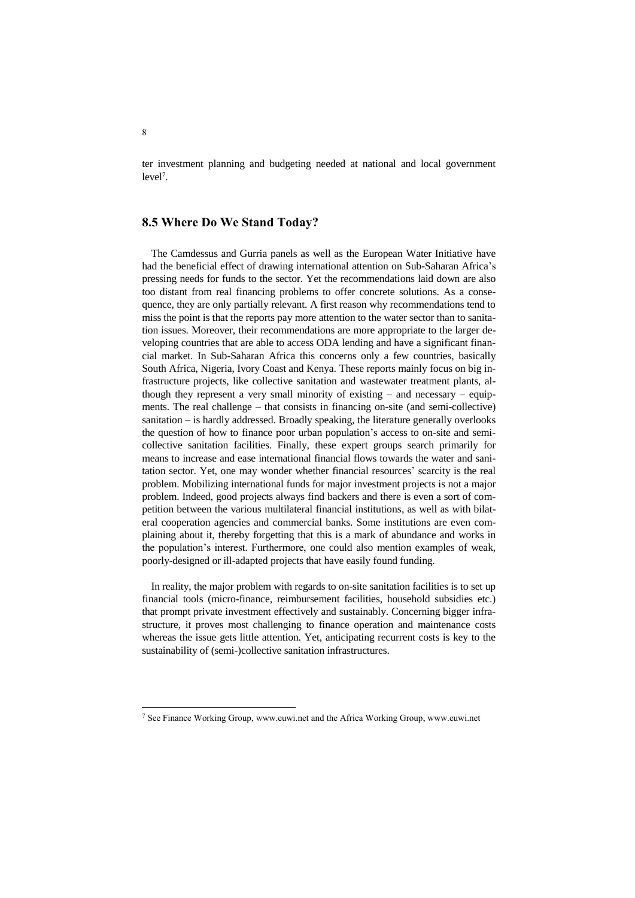ter investment planning and budgeting needed at national and local government level[7].

## 8.5 Where Do We Stand Today?

The Camdessus and Gurria panels as well as the European Water Initiative have had the beneficial effect of drawing international attention on Sub-Saharan Africa's pressing needs for funds to the sector. Yet the recommendations laid down are also too distant from real financing problems to offer concrete solutions. As a consequence, they are only partially relevant. A first reason why recommendations tend to miss the point is that the reports pay more attention to the water sector than to sanitation issues. Moreover, their recommendations are more appropriate to the larger developing countries that are able to access ODA lending and have a significant financial market. In Sub-Saharan Africa this concerns only a few countries, basically South Africa, Nigeria, Ivory Coast and Kenya. These reports mainly focus on big infrastructure projects, like collective sanitation and wastewater treatment plants, although they represent a very small minority of existing – and necessary – equipments. The real challenge – that consists in financing on-site (and semi-collective) sanitation – is hardly addressed. Broadly speaking, the literature generally overlooks the question of how to finance poor urban population's access to on-site and semi-collective sanitation facilities. Finally, these expert groups search primarily for means to increase and ease international financial flows towards the water and sanitation sector. Yet, one may wonder whether financial resources' scarcity is the real problem. Mobilizing international funds for major investment projects is not a major problem. Indeed, good projects always find backers and there is even a sort of competition between the various multilateral financial institutions, as well as with bilateral cooperation agencies and commercial banks. Some institutions are even complaining about it, thereby forgetting that this is a mark of abundance and works in the population's interest. Furthermore, one could also mention examples of weak, poorly-designed or ill-adapted projects that have easily found funding.

In reality, the major problem with regards to on-site sanitation facilities is to set up financial tools (micro-finance, reimbursement facilities, household subsidies etc.) that prompt private investment effectively and sustainably. Concerning bigger infrastructure, it proves most challenging to finance operation and maintenance costs whereas the issue gets little attention. Yet, anticipating recurrent costs is key to the sustainability of (semi-)collective sanitation infrastructures.

---

[7] See Finance Working Group, www.euwi.net and the Africa Working Group, www.euwi.net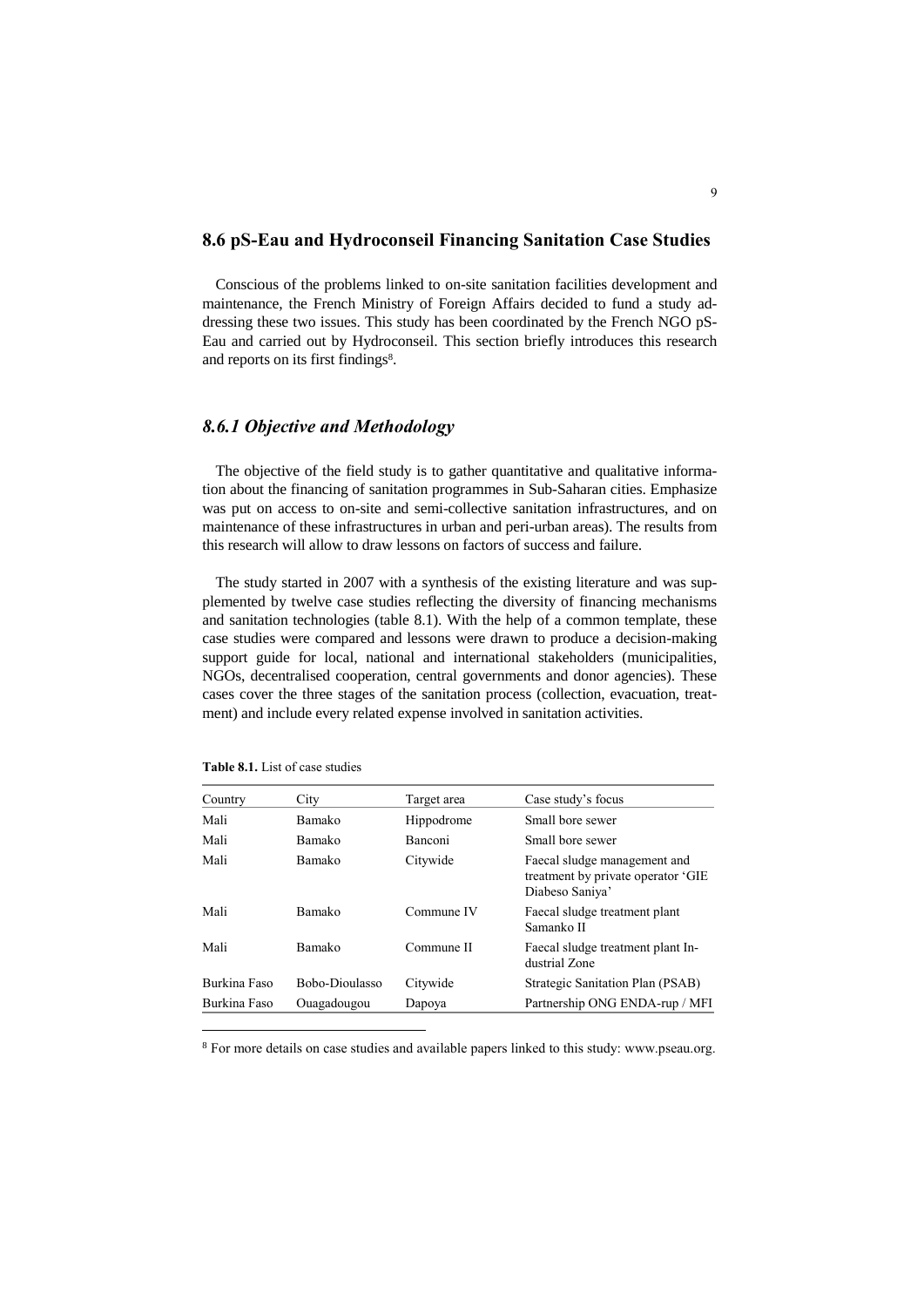## 8.6 pS-Eau and Hydroconseil Financing Sanitation Case Studies

Conscious of the problems linked to on-site sanitation facilities development and maintenance, the French Ministry of Foreign Affairs decided to fund a study addressing these two issues. This study has been coordinated by the French NGO pS-Eau and carried out by Hydroconseil. This section briefly introduces this research and reports on its first findings[8].

### *8.6.1 Objective and Methodology*

The objective of the field study is to gather quantitative and qualitative information about the financing of sanitation programmes in Sub-Saharan cities. Emphasize was put on access to on-site and semi-collective sanitation infrastructures, and on maintenance of these infrastructures in urban and peri-urban areas). The results from this research will allow to draw lessons on factors of success and failure.

The study started in 2007 with a synthesis of the existing literature and was supplemented by twelve case studies reflecting the diversity of financing mechanisms and sanitation technologies (table 8.1). With the help of a common template, these case studies were compared and lessons were drawn to produce a decision-making support guide for local, national and international stakeholders (municipalities, NGOs, decentralised cooperation, central governments and donor agencies). These cases cover the three stages of the sanitation process (collection, evacuation, treatment) and include every related expense involved in sanitation activities.

**Table 8.1.** List of case studies

| Country | City | Target area | Case study's focus |
|---|---|---|---|
| Mali | Bamako | Hippodrome | Small bore sewer |
| Mali | Bamako | Banconi | Small bore sewer |
| Mali | Bamako | Citywide | Faecal sludge management and treatment by private operator 'GIE Diabeso Saniya' |
| Mali | Bamako | Commune IV | Faecal sludge treatment plant Samanko II |
| Mali | Bamako | Commune II | Faecal sludge treatment plant Industrial Zone |
| Burkina Faso | Bobo-Dioulasso | Citywide | Strategic Sanitation Plan (PSAB) |
| Burkina Faso | Ouagadougou | Dapoya | Partnership ONG ENDA-rup / MFI |

[8] For more details on case studies and available papers linked to this study: www.pseau.org.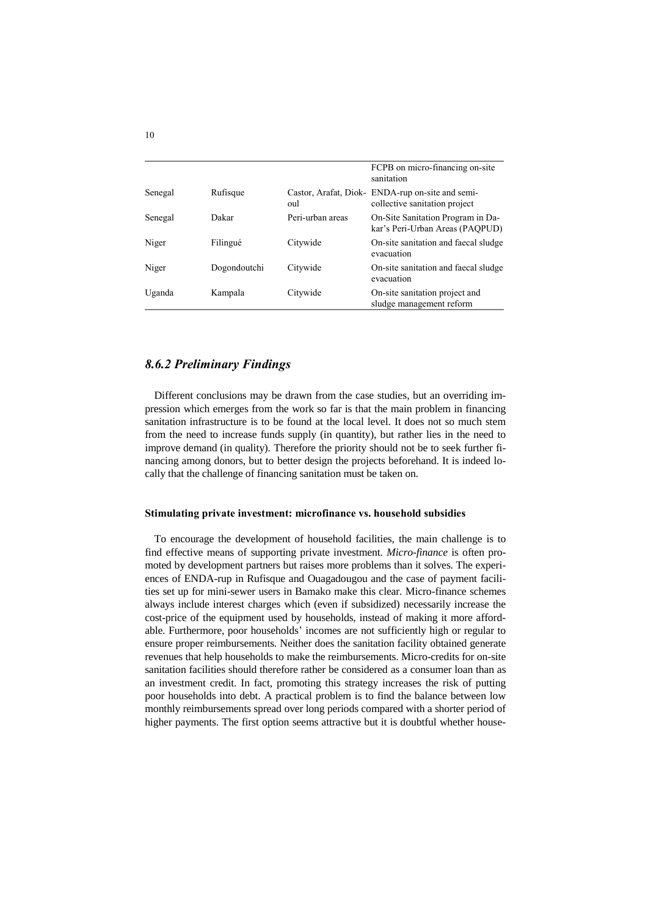| | | | |
|---|---|---|---|
| | | | FCPB on micro-financing on-site sanitation |
| Senegal | Rufisque | Castor, Arafat, Diokoul | ENDA-rup on-site and semi-collective sanitation project |
| Senegal | Dakar | Peri-urban areas | On-Site Sanitation Program in Dakar's Peri-Urban Areas (PAQPUD) |
| Niger | Filingué | Citywide | On-site sanitation and faecal sludge evacuation |
| Niger | Dogondoutchi | Citywide | On-site sanitation and faecal sludge evacuation |
| Uganda | Kampala | Citywide | On-site sanitation project and sludge management reform |

### *8.6.2 Preliminary Findings*

Different conclusions may be drawn from the case studies, but an overriding impression which emerges from the work so far is that the main problem in financing sanitation infrastructure is to be found at the local level. It does not so much stem from the need to increase funds supply (in quantity), but rather lies in the need to improve demand (in quality). Therefore the priority should not be to seek further financing among donors, but to better design the projects beforehand. It is indeed locally that the challenge of financing sanitation must be taken on.

**Stimulating private investment: microfinance vs. household subsidies**

To encourage the development of household facilities, the main challenge is to find effective means of supporting private investment. *Micro-finance* is often promoted by development partners but raises more problems than it solves. The experiences of ENDA-rup in Rufisque and Ouagadougou and the case of payment facilities set up for mini-sewer users in Bamako make this clear. Micro-finance schemes always include interest charges which (even if subsidized) necessarily increase the cost-price of the equipment used by households, instead of making it more affordable. Furthermore, poor households' incomes are not sufficiently high or regular to ensure proper reimbursements. Neither does the sanitation facility obtained generate revenues that help households to make the reimbursements. Micro-credits for on-site sanitation facilities should therefore rather be considered as a consumer loan than as an investment credit. In fact, promoting this strategy increases the risk of putting poor households into debt. A practical problem is to find the balance between low monthly reimbursements spread over long periods compared with a shorter period of higher payments. The first option seems attractive but it is doubtful whether house-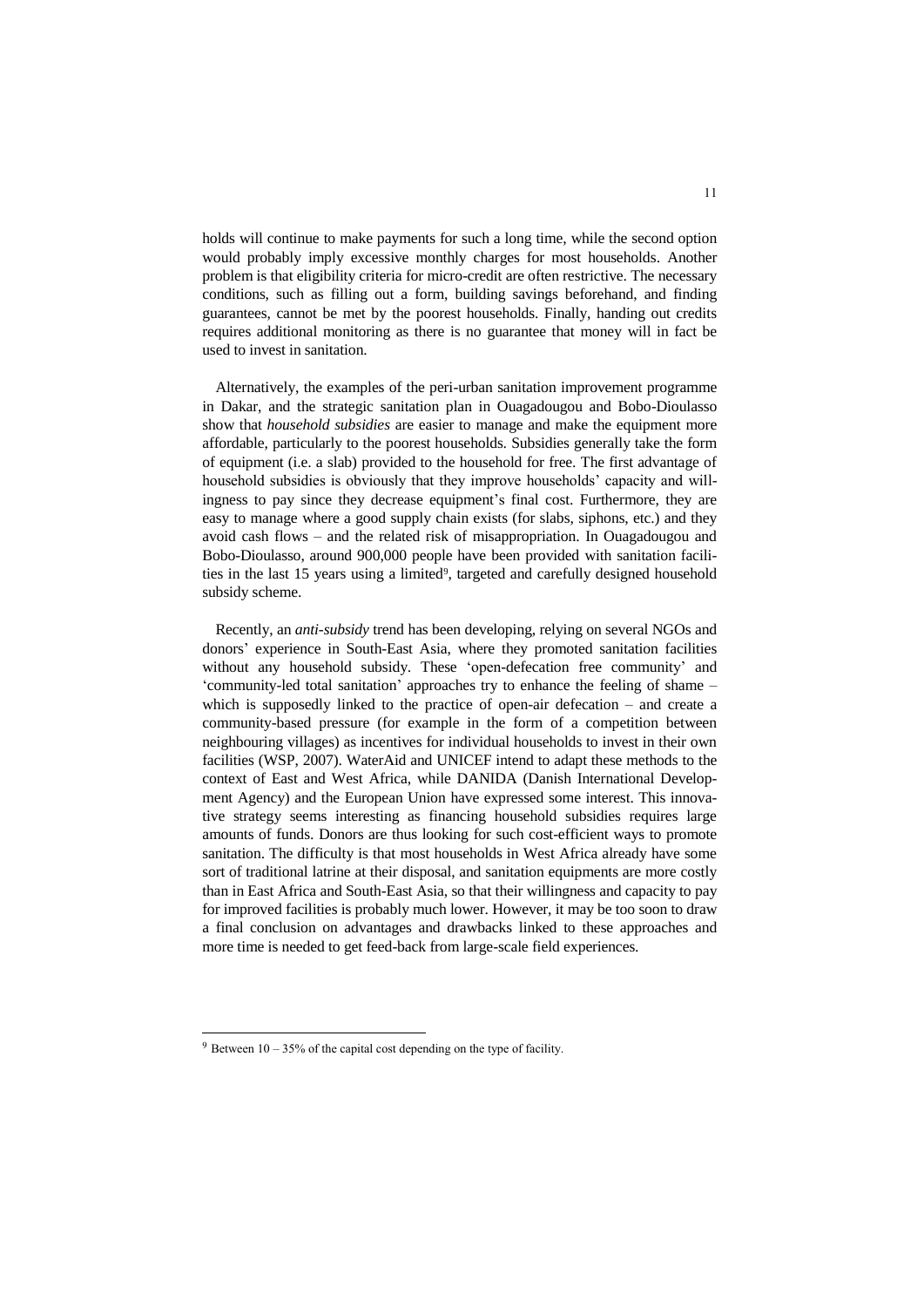holds will continue to make payments for such a long time, while the second option would probably imply excessive monthly charges for most households. Another problem is that eligibility criteria for micro-credit are often restrictive. The necessary conditions, such as filling out a form, building savings beforehand, and finding guarantees, cannot be met by the poorest households. Finally, handing out credits requires additional monitoring as there is no guarantee that money will in fact be used to invest in sanitation.

Alternatively, the examples of the peri-urban sanitation improvement programme in Dakar, and the strategic sanitation plan in Ouagadougou and Bobo-Dioulasso show that *household subsidies* are easier to manage and make the equipment more affordable, particularly to the poorest households. Subsidies generally take the form of equipment (i.e. a slab) provided to the household for free. The first advantage of household subsidies is obviously that they improve households' capacity and willingness to pay since they decrease equipment's final cost. Furthermore, they are easy to manage where a good supply chain exists (for slabs, siphons, etc.) and they avoid cash flows – and the related risk of misappropriation. In Ouagadougou and Bobo-Dioulasso, around 900,000 people have been provided with sanitation facilities in the last 15 years using a limited[9], targeted and carefully designed household subsidy scheme.

Recently, an *anti-subsidy* trend has been developing, relying on several NGOs and donors' experience in South-East Asia, where they promoted sanitation facilities without any household subsidy. These 'open-defecation free community' and 'community-led total sanitation' approaches try to enhance the feeling of shame – which is supposedly linked to the practice of open-air defecation – and create a community-based pressure (for example in the form of a competition between neighbouring villages) as incentives for individual households to invest in their own facilities (WSP, 2007). WaterAid and UNICEF intend to adapt these methods to the context of East and West Africa, while DANIDA (Danish International Development Agency) and the European Union have expressed some interest. This innovative strategy seems interesting as financing household subsidies requires large amounts of funds. Donors are thus looking for such cost-efficient ways to promote sanitation. The difficulty is that most households in West Africa already have some sort of traditional latrine at their disposal, and sanitation equipments are more costly than in East Africa and South-East Asia, so that their willingness and capacity to pay for improved facilities is probably much lower. However, it may be too soon to draw a final conclusion on advantages and drawbacks linked to these approaches and more time is needed to get feed-back from large-scale field experiences.

[9] Between 10 – 35% of the capital cost depending on the type of facility.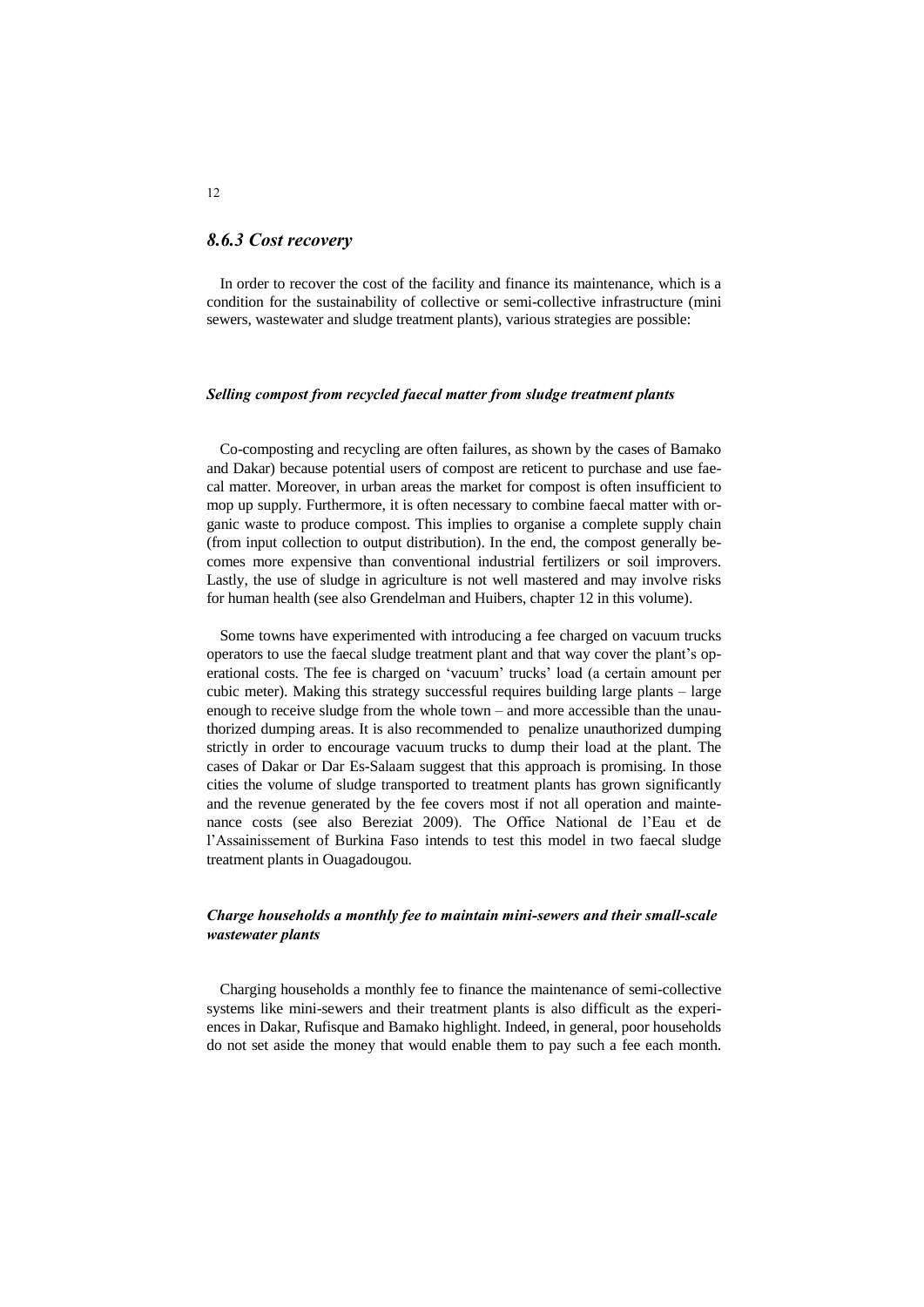### *8.6.3 Cost recovery*

In order to recover the cost of the facility and finance its maintenance, which is a condition for the sustainability of collective or semi-collective infrastructure (mini sewers, wastewater and sludge treatment plants), various strategies are possible:

#### *Selling compost from recycled faecal matter from sludge treatment plants*

Co-composting and recycling are often failures, as shown by the cases of Bamako and Dakar) because potential users of compost are reticent to purchase and use faecal matter. Moreover, in urban areas the market for compost is often insufficient to mop up supply. Furthermore, it is often necessary to combine faecal matter with organic waste to produce compost. This implies to organise a complete supply chain (from input collection to output distribution). In the end, the compost generally becomes more expensive than conventional industrial fertilizers or soil improvers. Lastly, the use of sludge in agriculture is not well mastered and may involve risks for human health (see also Grendelman and Huibers, chapter 12 in this volume).

Some towns have experimented with introducing a fee charged on vacuum trucks operators to use the faecal sludge treatment plant and that way cover the plant's operational costs. The fee is charged on 'vacuum' trucks' load (a certain amount per cubic meter). Making this strategy successful requires building large plants – large enough to receive sludge from the whole town – and more accessible than the unauthorized dumping areas. It is also recommended to penalize unauthorized dumping strictly in order to encourage vacuum trucks to dump their load at the plant. The cases of Dakar or Dar Es-Salaam suggest that this approach is promising. In those cities the volume of sludge transported to treatment plants has grown significantly and the revenue generated by the fee covers most if not all operation and maintenance costs (see also Bereziat 2009). The Office National de l'Eau et de l'Assainissement of Burkina Faso intends to test this model in two faecal sludge treatment plants in Ouagadougou.

#### *Charge households a monthly fee to maintain mini-sewers and their small-scale wastewater plants*

Charging households a monthly fee to finance the maintenance of semi-collective systems like mini-sewers and their treatment plants is also difficult as the experiences in Dakar, Rufisque and Bamako highlight. Indeed, in general, poor households do not set aside the money that would enable them to pay such a fee each month.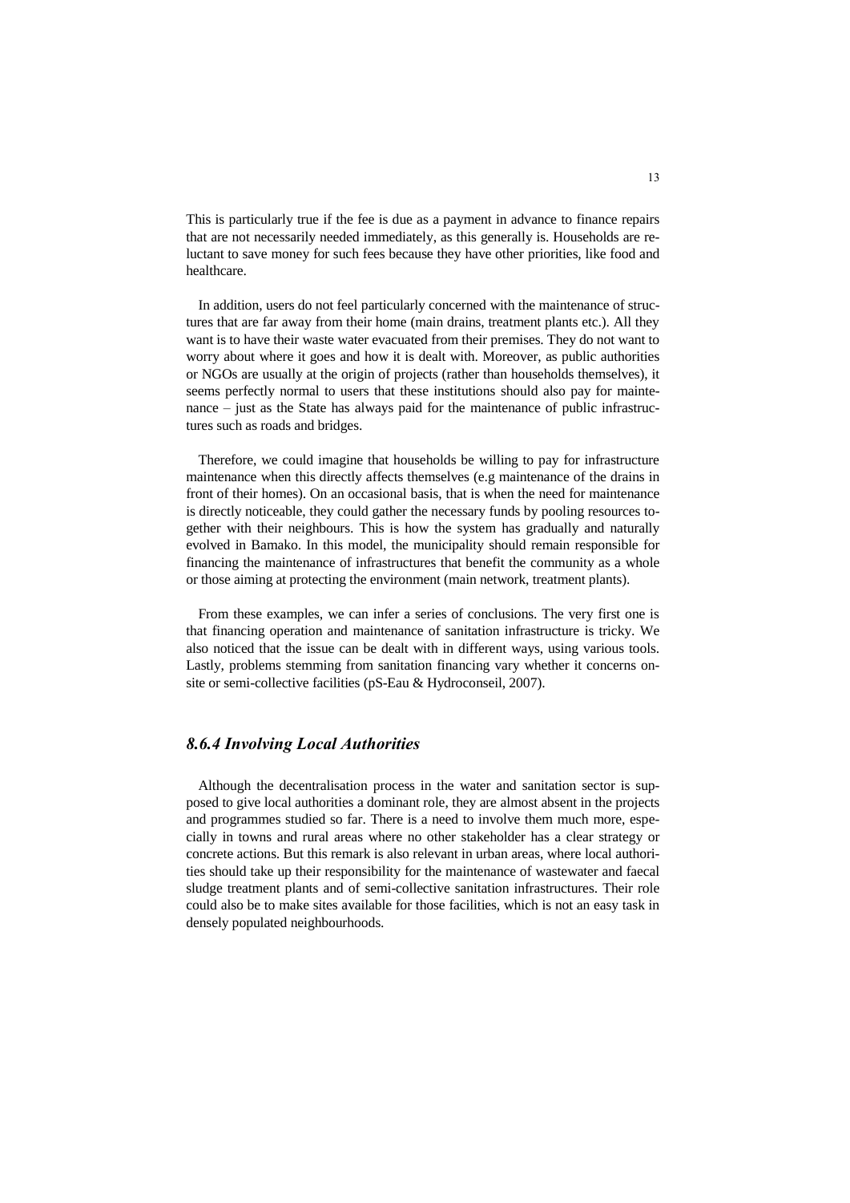This is particularly true if the fee is due as a payment in advance to finance repairs that are not necessarily needed immediately, as this generally is. Households are reluctant to save money for such fees because they have other priorities, like food and healthcare.

In addition, users do not feel particularly concerned with the maintenance of structures that are far away from their home (main drains, treatment plants etc.). All they want is to have their waste water evacuated from their premises. They do not want to worry about where it goes and how it is dealt with. Moreover, as public authorities or NGOs are usually at the origin of projects (rather than households themselves), it seems perfectly normal to users that these institutions should also pay for maintenance – just as the State has always paid for the maintenance of public infrastructures such as roads and bridges.

Therefore, we could imagine that households be willing to pay for infrastructure maintenance when this directly affects themselves (e.g maintenance of the drains in front of their homes). On an occasional basis, that is when the need for maintenance is directly noticeable, they could gather the necessary funds by pooling resources together with their neighbours. This is how the system has gradually and naturally evolved in Bamako. In this model, the municipality should remain responsible for financing the maintenance of infrastructures that benefit the community as a whole or those aiming at protecting the environment (main network, treatment plants).

From these examples, we can infer a series of conclusions. The very first one is that financing operation and maintenance of sanitation infrastructure is tricky. We also noticed that the issue can be dealt with in different ways, using various tools. Lastly, problems stemming from sanitation financing vary whether it concerns on-site or semi-collective facilities (pS-Eau & Hydroconseil, 2007).

### *8.6.4 Involving Local Authorities*

Although the decentralisation process in the water and sanitation sector is supposed to give local authorities a dominant role, they are almost absent in the projects and programmes studied so far. There is a need to involve them much more, especially in towns and rural areas where no other stakeholder has a clear strategy or concrete actions. But this remark is also relevant in urban areas, where local authorities should take up their responsibility for the maintenance of wastewater and faecal sludge treatment plants and of semi-collective sanitation infrastructures. Their role could also be to make sites available for those facilities, which is not an easy task in densely populated neighbourhoods.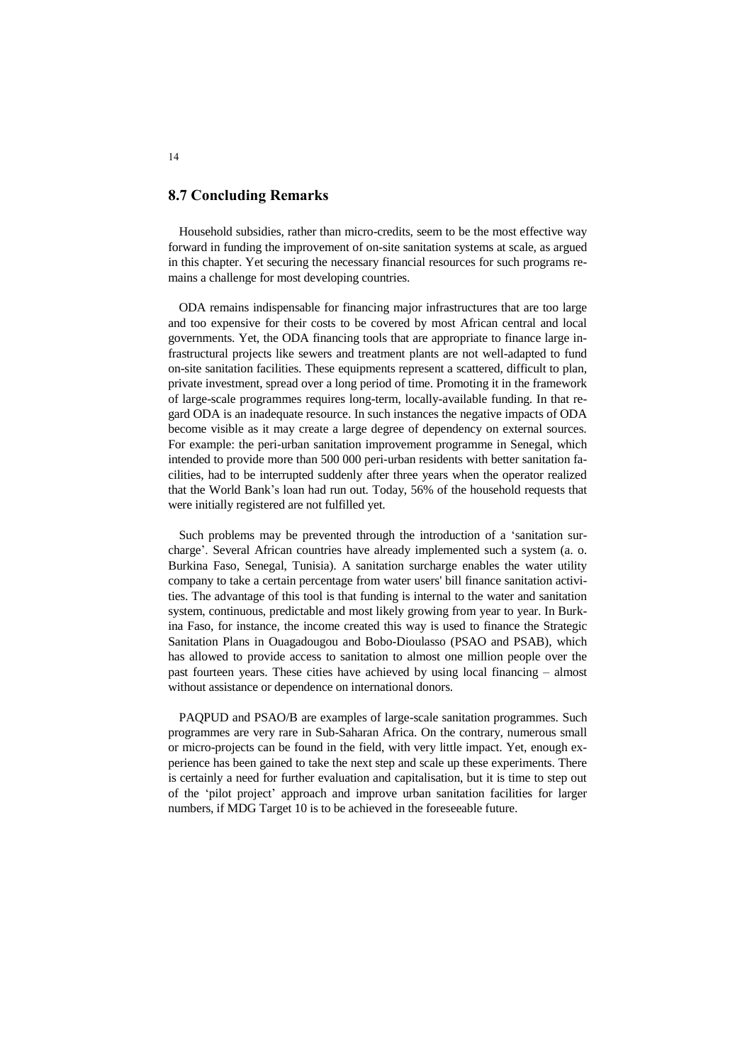## 8.7 Concluding Remarks

Household subsidies, rather than micro-credits, seem to be the most effective way forward in funding the improvement of on-site sanitation systems at scale, as argued in this chapter. Yet securing the necessary financial resources for such programs remains a challenge for most developing countries.

ODA remains indispensable for financing major infrastructures that are too large and too expensive for their costs to be covered by most African central and local governments. Yet, the ODA financing tools that are appropriate to finance large infrastructural projects like sewers and treatment plants are not well-adapted to fund on-site sanitation facilities. These equipments represent a scattered, difficult to plan, private investment, spread over a long period of time. Promoting it in the framework of large-scale programmes requires long-term, locally-available funding. In that regard ODA is an inadequate resource. In such instances the negative impacts of ODA become visible as it may create a large degree of dependency on external sources. For example: the peri-urban sanitation improvement programme in Senegal, which intended to provide more than 500 000 peri-urban residents with better sanitation facilities, had to be interrupted suddenly after three years when the operator realized that the World Bank's loan had run out. Today, 56% of the household requests that were initially registered are not fulfilled yet.

Such problems may be prevented through the introduction of a 'sanitation surcharge'. Several African countries have already implemented such a system (a. o. Burkina Faso, Senegal, Tunisia). A sanitation surcharge enables the water utility company to take a certain percentage from water users' bill finance sanitation activities. The advantage of this tool is that funding is internal to the water and sanitation system, continuous, predictable and most likely growing from year to year. In Burkina Faso, for instance, the income created this way is used to finance the Strategic Sanitation Plans in Ouagadougou and Bobo-Dioulasso (PSAO and PSAB), which has allowed to provide access to sanitation to almost one million people over the past fourteen years. These cities have achieved by using local financing – almost without assistance or dependence on international donors.

PAQPUD and PSAO/B are examples of large-scale sanitation programmes. Such programmes are very rare in Sub-Saharan Africa. On the contrary, numerous small or micro-projects can be found in the field, with very little impact. Yet, enough experience has been gained to take the next step and scale up these experiments. There is certainly a need for further evaluation and capitalisation, but it is time to step out of the 'pilot project' approach and improve urban sanitation facilities for larger numbers, if MDG Target 10 is to be achieved in the foreseeable future.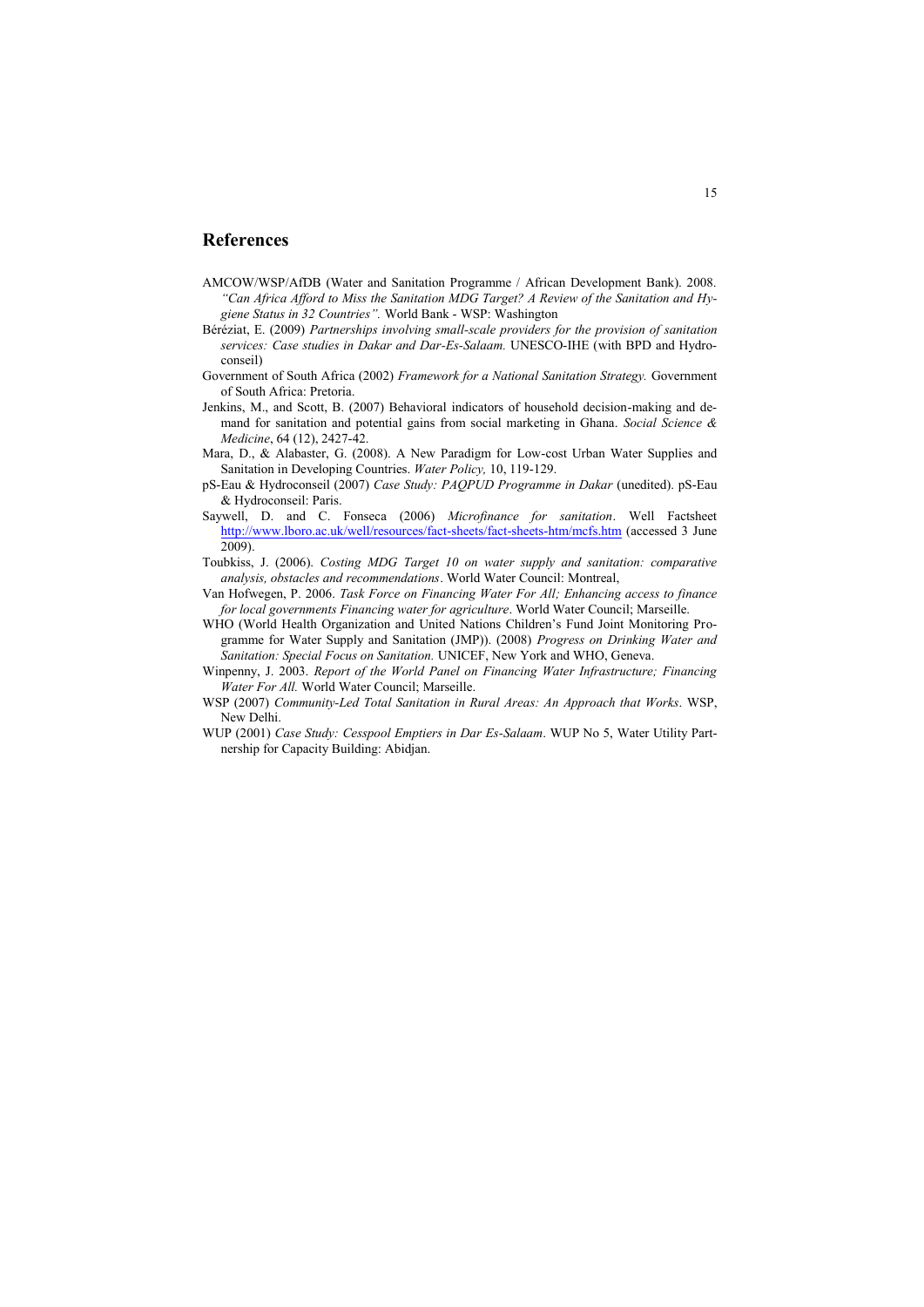## References

AMCOW/WSP/AfDB (Water and Sanitation Programme / African Development Bank). 2008. *"Can Africa Afford to Miss the Sanitation MDG Target? A Review of the Sanitation and Hygiene Status in 32 Countries".* World Bank - WSP: Washington

Béréziat, E. (2009) *Partnerships involving small-scale providers for the provision of sanitation services: Case studies in Dakar and Dar-Es-Salaam.* UNESCO-IHE (with BPD and Hydroconseil)

Government of South Africa (2002) *Framework for a National Sanitation Strategy.* Government of South Africa: Pretoria.

Jenkins, M., and Scott, B. (2007) Behavioral indicators of household decision-making and demand for sanitation and potential gains from social marketing in Ghana. *Social Science & Medicine*, 64 (12), 2427-42.

Mara, D., & Alabaster, G. (2008). A New Paradigm for Low-cost Urban Water Supplies and Sanitation in Developing Countries. *Water Policy,* 10, 119-129.

pS-Eau & Hydroconseil (2007) *Case Study: PAQPUD Programme in Dakar* (unedited). pS-Eau & Hydroconseil: Paris.

Saywell, D. and C. Fonseca (2006) *Microfinance for sanitation*. Well Factsheet http://www.lboro.ac.uk/well/resources/fact-sheets/fact-sheets-htm/mcfs.htm (accessed 3 June 2009).

Toubkiss, J. (2006). *Costing MDG Target 10 on water supply and sanitation: comparative analysis, obstacles and recommendations*. World Water Council: Montreal,

Van Hofwegen, P. 2006. *Task Force on Financing Water For All; Enhancing access to finance for local governments Financing water for agriculture*. World Water Council; Marseille.

WHO (World Health Organization and United Nations Children's Fund Joint Monitoring Programme for Water Supply and Sanitation (JMP)). (2008) *Progress on Drinking Water and Sanitation: Special Focus on Sanitation.* UNICEF, New York and WHO, Geneva.

Winpenny, J. 2003. *Report of the World Panel on Financing Water Infrastructure; Financing Water For All.* World Water Council; Marseille.

WSP (2007) *Community-Led Total Sanitation in Rural Areas: An Approach that Works*. WSP, New Delhi.

WUP (2001) *Case Study: Cesspool Emptiers in Dar Es-Salaam*. WUP No 5, Water Utility Partnership for Capacity Building: Abidjan.